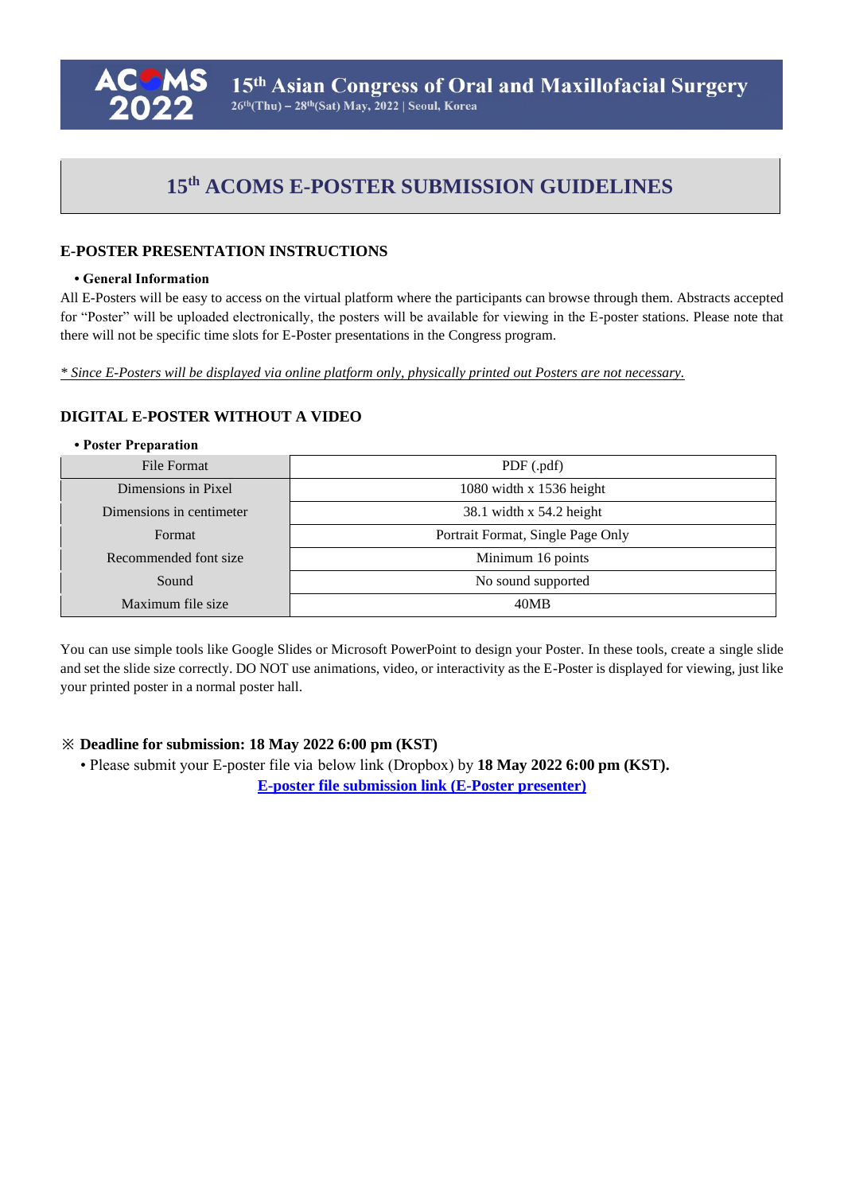# 15th ACOMS E-POSTER SUBMISSION GUIDELINES

## E-POSTER PRESENTATION INSTRUCTIONS

**• General Information**

All E-Posters will be easy to access on the virtual platform where the participants can browse through them. Abstracts accepted for "Poster" will be uploaded electronically, the posters will be available for viewing in the E-poster stations. Please note that there will not be specific time slots for E-Poster presentations in the Congress program.

*\* Since E-Posters will be displayed via online platform only, physically printed out Posters are not necessary.*

## DIGITAL E-POSTER WITHOUT A VIDEO

**• Poster Preparation**

| | |
|---|---|
| File Format | PDF (.pdf) |
| Dimensions in Pixel | 1080 width x 1536 height |
| Dimensions in centimeter | 38.1 width x 54.2 height |
| Format | Portrait Format, Single Page Only |
| Recommended font size | Minimum 16 points |
| Sound | No sound supported |
| Maximum file size | 40MB |

You can use simple tools like Google Slides or Microsoft PowerPoint to design your Poster. In these tools, create a single slide and set the slide size correctly. DO NOT use animations, video, or interactivity as the E-Poster is displayed for viewing, just like your printed poster in a normal poster hall.

※ **Deadline for submission: 18 May 2022 6:00 pm (KST)**

• Please submit your E-poster file via below link (Dropbox) by **18 May 2022 6:00 pm (KST).**

**E-poster file submission link (E-Poster presenter)**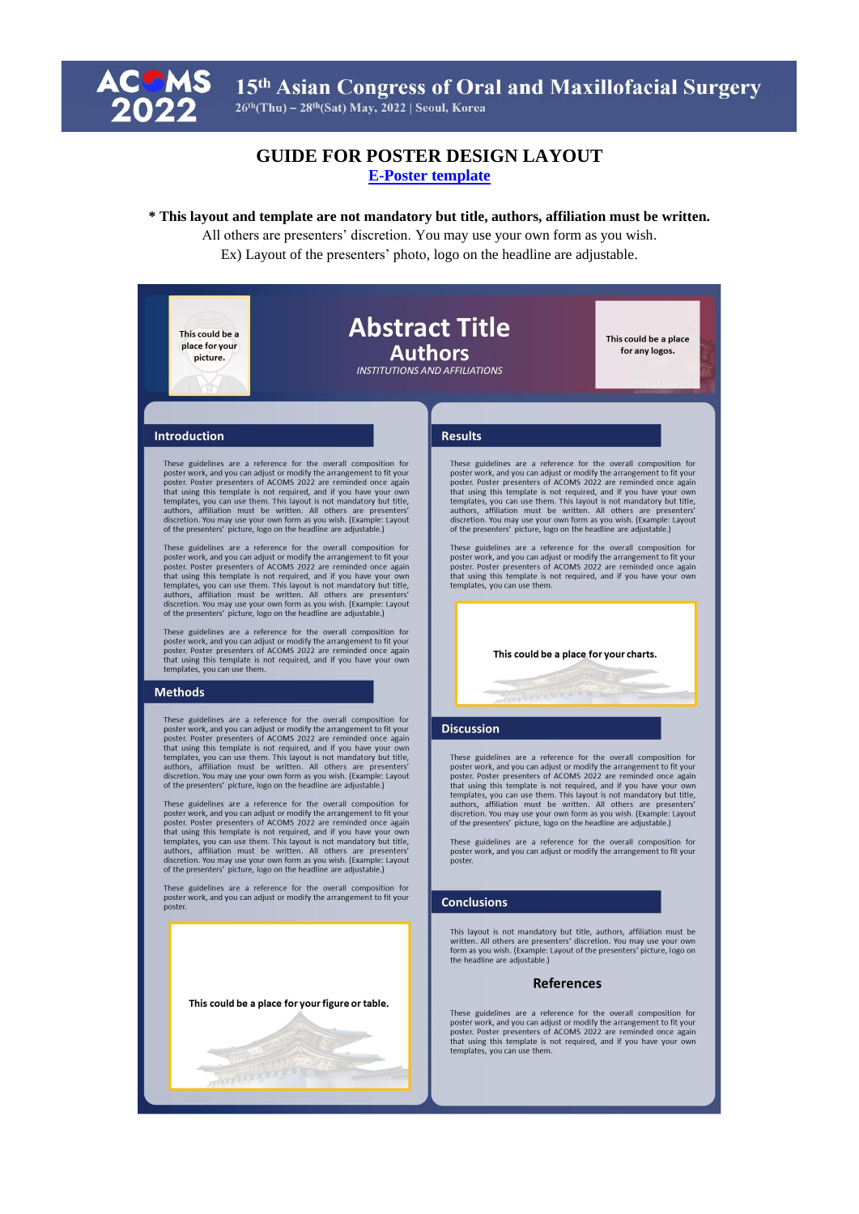15th Asian Congress of Oral and Maxillofacial Surgery

26th(Thu) – 28th(Sat) May, 2022 | Seoul, Korea

# GUIDE FOR POSTER DESIGN LAYOUT

**E-Poster template**

**\* This layout and template are not mandatory but title, authors, affiliation must be written.**

All others are presenters' discretion. You may use your own form as you wish.

Ex) Layout of the presenters' photo, logo on the headline are adjustable.

This could be a place for your picture.

# Abstract Title

## Authors

*INSTITUTIONS AND AFFILIATIONS*

This could be a place for any logos.

## Introduction

These guidelines are a reference for the overall composition for poster work, and you can adjust or modify the arrangement to fit your poster. Poster presenters of ACOMS 2022 are reminded once again that using this template is not required, and if you have your own templates, you can use them. This layout is not mandatory but title, authors, affiliation must be written. All others are presenters' discretion. You may use your own form as you wish. (Example: Layout of the presenters' picture, logo on the headline are adjustable.)

These guidelines are a reference for the overall composition for poster work, and you can adjust or modify the arrangement to fit your poster. Poster presenters of ACOMS 2022 are reminded once again that using this template is not required, and if you have your own templates, you can use them. This layout is not mandatory but title, authors, affiliation must be written. All others are presenters' discretion. You may use your own form as you wish. (Example: Layout of the presenters' picture, logo on the headline are adjustable.)

These guidelines are a reference for the overall composition for poster work, and you can adjust or modify the arrangement to fit your poster. Poster presenters of ACOMS 2022 are reminded once again that using this template is not required, and if you have your own templates, you can use them.

## Methods

These guidelines are a reference for the overall composition for poster work, and you can adjust or modify the arrangement to fit your poster. Poster presenters of ACOMS 2022 are reminded once again that using this template is not required, and if you have your own templates, you can use them. This layout is not mandatory but title, authors, affiliation must be written. All others are presenters' discretion. You may use your own form as you wish. (Example: Layout of the presenters' picture, logo on the headline are adjustable.)

These guidelines are a reference for the overall composition for poster work, and you can adjust or modify the arrangement to fit your poster. Poster presenters of ACOMS 2022 are reminded once again that using this template is not required, and if you have your own templates, you can use them. This layout is not mandatory but title, authors, affiliation must be written. All others are presenters' discretion. You may use your own form as you wish. (Example: Layout of the presenters' picture, logo on the headline are adjustable.)

These guidelines are a reference for the overall composition for poster work, and you can adjust or modify the arrangement to fit your poster.

This could be a place for your figure or table.

## Results

These guidelines are a reference for the overall composition for poster work, and you can adjust or modify the arrangement to fit your poster. Poster presenters of ACOMS 2022 are reminded once again that using this template is not required, and if you have your own templates, you can use them. This layout is not mandatory but title, authors, affiliation must be written. All others are presenters' discretion. You may use your own form as you wish. (Example: Layout of the presenters' picture, logo on the headline are adjustable.)

These guidelines are a reference for the overall composition for poster work, and you can adjust or modify the arrangement to fit your poster. Poster presenters of ACOMS 2022 are reminded once again that using this template is not required, and if you have your own templates, you can use them.

This could be a place for your charts.

## Discussion

These guidelines are a reference for the overall composition for poster work, and you can adjust or modify the arrangement to fit your poster. Poster presenters of ACOMS 2022 are reminded once again that using this template is not required, and if you have your own templates, you can use them. This layout is not mandatory but title, authors, affiliation must be written. All others are presenters' discretion. You may use your own form as you wish. (Example: Layout of the presenters' picture, logo on the headline are adjustable.)

These guidelines are a reference for the overall composition for poster work, and you can adjust or modify the arrangement to fit your poster.

## Conclusions

This layout is not mandatory but title, authors, affiliation must be written. All others are presenters' discretion. You may use your own form as you wish. (Example: Layout of the presenters' picture, logo on the headline are adjustable.)

## References

These guidelines are a reference for the overall composition for poster work, and you can adjust or modify the arrangement to fit your poster. Poster presenters of ACOMS 2022 are reminded once again that using this template is not required, and if you have your own templates, you can use them.